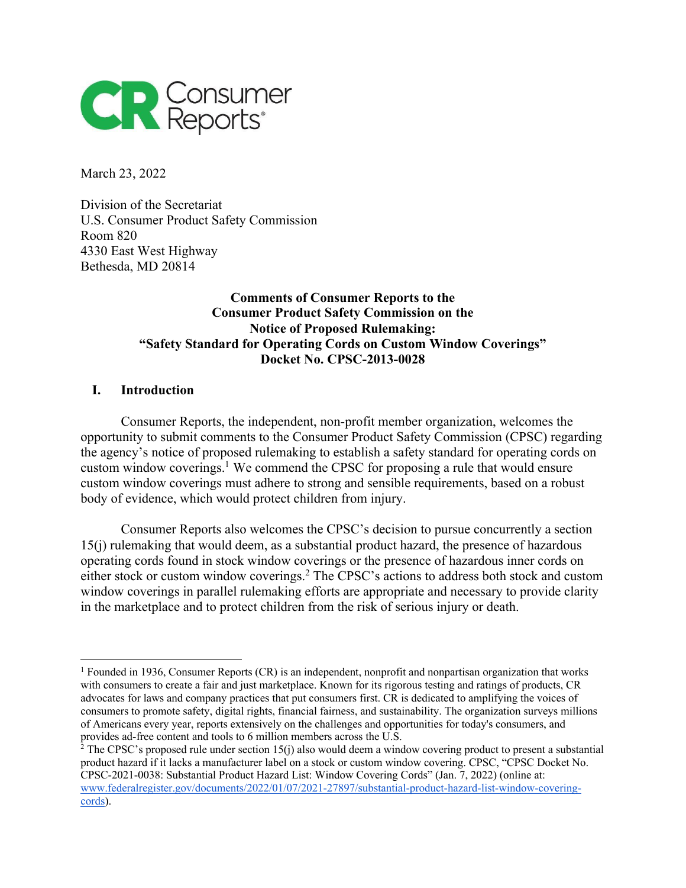Consumer Reports

March 23, 2022

Division of the Secretariat
U.S. Consumer Product Safety Commission
Room 820
4330 East West Highway
Bethesda, MD 20814

**Comments of Consumer Reports to the**
**Consumer Product Safety Commission on the**
**Notice of Proposed Rulemaking:**
**"Safety Standard for Operating Cords on Custom Window Coverings"**
**Docket No. CPSC-2013-0028**

## I. Introduction

Consumer Reports, the independent, non-profit member organization, welcomes the opportunity to submit comments to the Consumer Product Safety Commission (CPSC) regarding the agency's notice of proposed rulemaking to establish a safety standard for operating cords on custom window coverings.[1] We commend the CPSC for proposing a rule that would ensure custom window coverings must adhere to strong and sensible requirements, based on a robust body of evidence, which would protect children from injury.

Consumer Reports also welcomes the CPSC's decision to pursue concurrently a section 15(j) rulemaking that would deem, as a substantial product hazard, the presence of hazardous operating cords found in stock window coverings or the presence of hazardous inner cords on either stock or custom window coverings.[2] The CPSC's actions to address both stock and custom window coverings in parallel rulemaking efforts are appropriate and necessary to provide clarity in the marketplace and to protect children from the risk of serious injury or death.

---

[1] Founded in 1936, Consumer Reports (CR) is an independent, nonprofit and nonpartisan organization that works with consumers to create a fair and just marketplace. Known for its rigorous testing and ratings of products, CR advocates for laws and company practices that put consumers first. CR is dedicated to amplifying the voices of consumers to promote safety, digital rights, financial fairness, and sustainability. The organization surveys millions of Americans every year, reports extensively on the challenges and opportunities for today's consumers, and provides ad-free content and tools to 6 million members across the U.S.

[2] The CPSC's proposed rule under section 15(j) also would deem a window covering product to present a substantial product hazard if it lacks a manufacturer label on a stock or custom window covering. CPSC, "CPSC Docket No. CPSC-2021-0038: Substantial Product Hazard List: Window Covering Cords" (Jan. 7, 2022) (online at: www.federalregister.gov/documents/2022/01/07/2021-27897/substantial-product-hazard-list-window-covering-cords).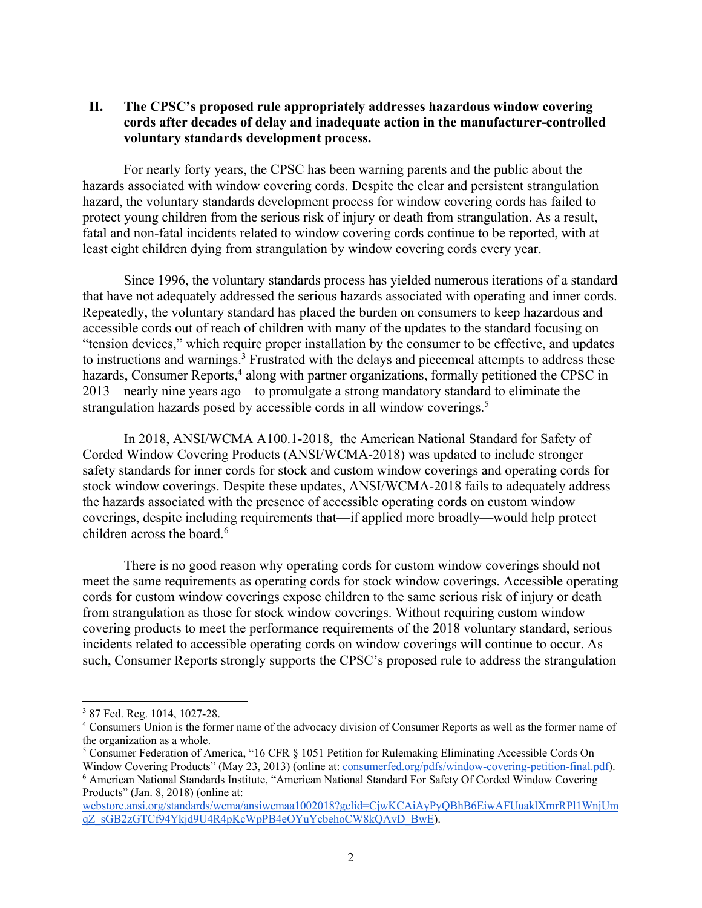## II. The CPSC's proposed rule appropriately addresses hazardous window covering cords after decades of delay and inadequate action in the manufacturer-controlled voluntary standards development process.

For nearly forty years, the CPSC has been warning parents and the public about the hazards associated with window covering cords. Despite the clear and persistent strangulation hazard, the voluntary standards development process for window covering cords has failed to protect young children from the serious risk of injury or death from strangulation. As a result, fatal and non-fatal incidents related to window covering cords continue to be reported, with at least eight children dying from strangulation by window covering cords every year.

Since 1996, the voluntary standards process has yielded numerous iterations of a standard that have not adequately addressed the serious hazards associated with operating and inner cords. Repeatedly, the voluntary standard has placed the burden on consumers to keep hazardous and accessible cords out of reach of children with many of the updates to the standard focusing on "tension devices," which require proper installation by the consumer to be effective, and updates to instructions and warnings.[3] Frustrated with the delays and piecemeal attempts to address these hazards, Consumer Reports,[4] along with partner organizations, formally petitioned the CPSC in 2013—nearly nine years ago—to promulgate a strong mandatory standard to eliminate the strangulation hazards posed by accessible cords in all window coverings.[5]

In 2018, ANSI/WCMA A100.1-2018, the American National Standard for Safety of Corded Window Covering Products (ANSI/WCMA-2018) was updated to include stronger safety standards for inner cords for stock and custom window coverings and operating cords for stock window coverings. Despite these updates, ANSI/WCMA-2018 fails to adequately address the hazards associated with the presence of accessible operating cords on custom window coverings, despite including requirements that—if applied more broadly—would help protect children across the board.[6]

There is no good reason why operating cords for custom window coverings should not meet the same requirements as operating cords for stock window coverings. Accessible operating cords for custom window coverings expose children to the same serious risk of injury or death from strangulation as those for stock window coverings. Without requiring custom window covering products to meet the performance requirements of the 2018 voluntary standard, serious incidents related to accessible operating cords on window coverings will continue to occur. As such, Consumer Reports strongly supports the CPSC's proposed rule to address the strangulation

---

[3] 87 Fed. Reg. 1014, 1027-28.

[4] Consumers Union is the former name of the advocacy division of Consumer Reports as well as the former name of the organization as a whole.

[5] Consumer Federation of America, "16 CFR § 1051 Petition for Rulemaking Eliminating Accessible Cords On Window Covering Products" (May 23, 2013) (online at: consumerfed.org/pdfs/window-covering-petition-final.pdf).

[6] American National Standards Institute, "American National Standard For Safety Of Corded Window Covering Products" (Jan. 8, 2018) (online at: webstore.ansi.org/standards/wcma/ansiwcmaa1002018?gclid=CjwKCAiAyPyQBhB6EiwAFUuaklXmrRPl1WnjUmqZ_sGB2zGTCf94Ykjd9U4R4pKcWpPB4eOYuYcbehoCW8kQAvD_BwE).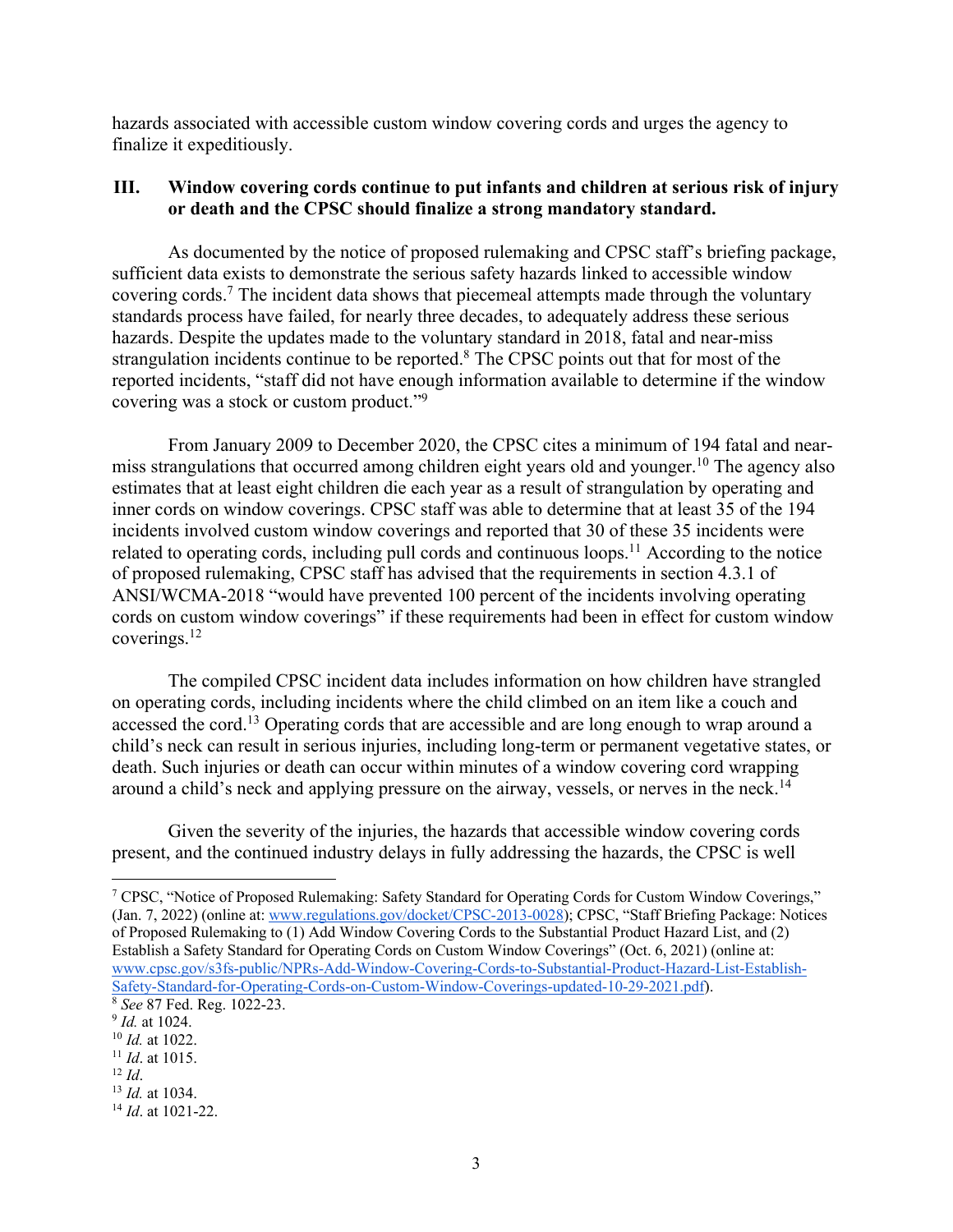hazards associated with accessible custom window covering cords and urges the agency to finalize it expeditiously.

## III. Window covering cords continue to put infants and children at serious risk of injury or death and the CPSC should finalize a strong mandatory standard.

As documented by the notice of proposed rulemaking and CPSC staff's briefing package, sufficient data exists to demonstrate the serious safety hazards linked to accessible window covering cords.[7] The incident data shows that piecemeal attempts made through the voluntary standards process have failed, for nearly three decades, to adequately address these serious hazards. Despite the updates made to the voluntary standard in 2018, fatal and near-miss strangulation incidents continue to be reported.[8] The CPSC points out that for most of the reported incidents, "staff did not have enough information available to determine if the window covering was a stock or custom product."[9]

From January 2009 to December 2020, the CPSC cites a minimum of 194 fatal and near-miss strangulations that occurred among children eight years old and younger.[10] The agency also estimates that at least eight children die each year as a result of strangulation by operating and inner cords on window coverings. CPSC staff was able to determine that at least 35 of the 194 incidents involved custom window coverings and reported that 30 of these 35 incidents were related to operating cords, including pull cords and continuous loops.[11] According to the notice of proposed rulemaking, CPSC staff has advised that the requirements in section 4.3.1 of ANSI/WCMA-2018 "would have prevented 100 percent of the incidents involving operating cords on custom window coverings" if these requirements had been in effect for custom window coverings.[12]

The compiled CPSC incident data includes information on how children have strangled on operating cords, including incidents where the child climbed on an item like a couch and accessed the cord.[13] Operating cords that are accessible and are long enough to wrap around a child's neck can result in serious injuries, including long-term or permanent vegetative states, or death. Such injuries or death can occur within minutes of a window covering cord wrapping around a child's neck and applying pressure on the airway, vessels, or nerves in the neck.[14]

Given the severity of the injuries, the hazards that accessible window covering cords present, and the continued industry delays in fully addressing the hazards, the CPSC is well

---

[7] CPSC, "Notice of Proposed Rulemaking: Safety Standard for Operating Cords for Custom Window Coverings," (Jan. 7, 2022) (online at: www.regulations.gov/docket/CPSC-2013-0028); CPSC, "Staff Briefing Package: Notices of Proposed Rulemaking to (1) Add Window Covering Cords to the Substantial Product Hazard List, and (2) Establish a Safety Standard for Operating Cords on Custom Window Coverings" (Oct. 6, 2021) (online at: www.cpsc.gov/s3fs-public/NPRs-Add-Window-Covering-Cords-to-Substantial-Product-Hazard-List-Establish-Safety-Standard-for-Operating-Cords-on-Custom-Window-Coverings-updated-10-29-2021.pdf).

[8] *See* 87 Fed. Reg. 1022-23.

[9] *Id.* at 1024.

[10] *Id.* at 1022.

[11] *Id*. at 1015.

[12] *Id*.

[13] *Id.* at 1034.

[14] *Id*. at 1021-22.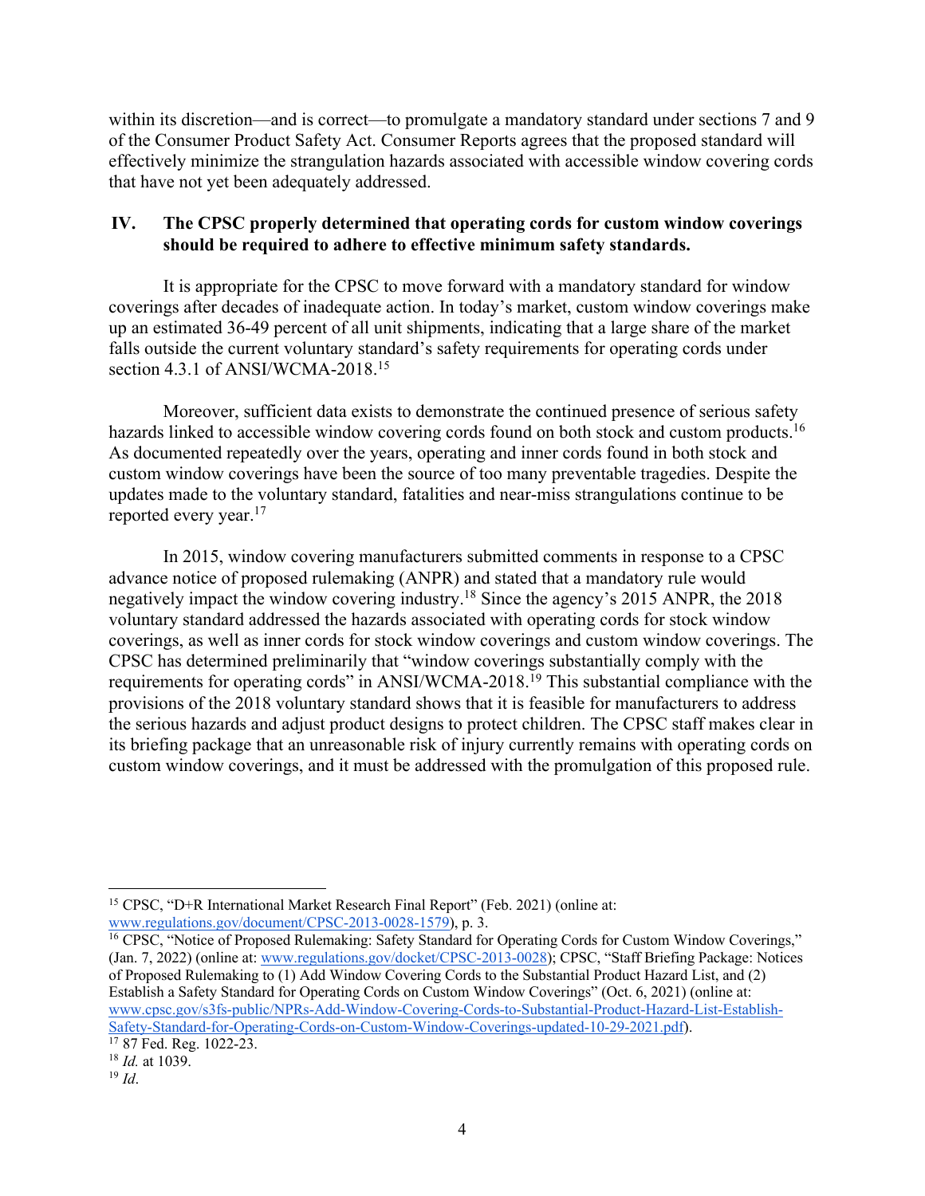within its discretion—and is correct—to promulgate a mandatory standard under sections 7 and 9 of the Consumer Product Safety Act. Consumer Reports agrees that the proposed standard will effectively minimize the strangulation hazards associated with accessible window covering cords that have not yet been adequately addressed.

## IV. The CPSC properly determined that operating cords for custom window coverings should be required to adhere to effective minimum safety standards.

It is appropriate for the CPSC to move forward with a mandatory standard for window coverings after decades of inadequate action. In today's market, custom window coverings make up an estimated 36-49 percent of all unit shipments, indicating that a large share of the market falls outside the current voluntary standard's safety requirements for operating cords under section 4.3.1 of ANSI/WCMA-2018.[15]

Moreover, sufficient data exists to demonstrate the continued presence of serious safety hazards linked to accessible window covering cords found on both stock and custom products.[16] As documented repeatedly over the years, operating and inner cords found in both stock and custom window coverings have been the source of too many preventable tragedies. Despite the updates made to the voluntary standard, fatalities and near-miss strangulations continue to be reported every year.[17]

In 2015, window covering manufacturers submitted comments in response to a CPSC advance notice of proposed rulemaking (ANPR) and stated that a mandatory rule would negatively impact the window covering industry.[18] Since the agency's 2015 ANPR, the 2018 voluntary standard addressed the hazards associated with operating cords for stock window coverings, as well as inner cords for stock window coverings and custom window coverings. The CPSC has determined preliminarily that "window coverings substantially comply with the requirements for operating cords" in ANSI/WCMA-2018.[19] This substantial compliance with the provisions of the 2018 voluntary standard shows that it is feasible for manufacturers to address the serious hazards and adjust product designs to protect children. The CPSC staff makes clear in its briefing package that an unreasonable risk of injury currently remains with operating cords on custom window coverings, and it must be addressed with the promulgation of this proposed rule.

---

[15] CPSC, "D+R International Market Research Final Report" (Feb. 2021) (online at: www.regulations.gov/document/CPSC-2013-0028-1579), p. 3.

[16] CPSC, "Notice of Proposed Rulemaking: Safety Standard for Operating Cords for Custom Window Coverings," (Jan. 7, 2022) (online at: www.regulations.gov/docket/CPSC-2013-0028); CPSC, "Staff Briefing Package: Notices of Proposed Rulemaking to (1) Add Window Covering Cords to the Substantial Product Hazard List, and (2) Establish a Safety Standard for Operating Cords on Custom Window Coverings" (Oct. 6, 2021) (online at: www.cpsc.gov/s3fs-public/NPRs-Add-Window-Covering-Cords-to-Substantial-Product-Hazard-List-Establish-Safety-Standard-for-Operating-Cords-on-Custom-Window-Coverings-updated-10-29-2021.pdf).

[17] 87 Fed. Reg. 1022-23.

[18] *Id.* at 1039.

[19] *Id*.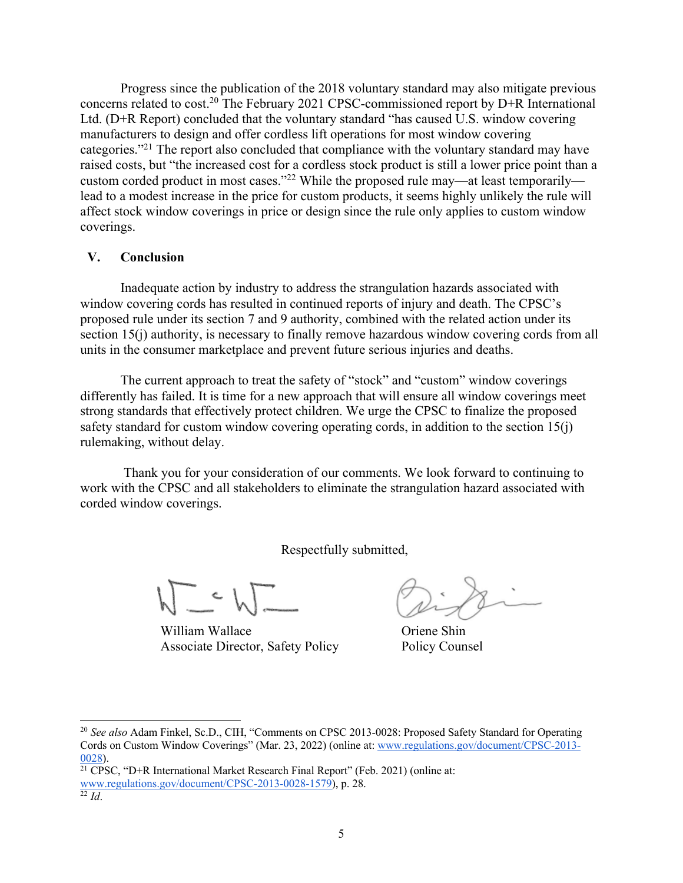Progress since the publication of the 2018 voluntary standard may also mitigate previous concerns related to cost.[20] The February 2021 CPSC-commissioned report by D+R International Ltd. (D+R Report) concluded that the voluntary standard "has caused U.S. window covering manufacturers to design and offer cordless lift operations for most window covering categories."[21] The report also concluded that compliance with the voluntary standard may have raised costs, but "the increased cost for a cordless stock product is still a lower price point than a custom corded product in most cases."[22] While the proposed rule may—at least temporarily—lead to a modest increase in the price for custom products, it seems highly unlikely the rule will affect stock window coverings in price or design since the rule only applies to custom window coverings.

## V. Conclusion

Inadequate action by industry to address the strangulation hazards associated with window covering cords has resulted in continued reports of injury and death. The CPSC's proposed rule under its section 7 and 9 authority, combined with the related action under its section 15(j) authority, is necessary to finally remove hazardous window covering cords from all units in the consumer marketplace and prevent future serious injuries and deaths.

The current approach to treat the safety of "stock" and "custom" window coverings differently has failed. It is time for a new approach that will ensure all window coverings meet strong standards that effectively protect children. We urge the CPSC to finalize the proposed safety standard for custom window covering operating cords, in addition to the section 15(j) rulemaking, without delay.

Thank you for your consideration of our comments. We look forward to continuing to work with the CPSC and all stakeholders to eliminate the strangulation hazard associated with corded window coverings.

Respectfully submitted,

William Wallace
Associate Director, Safety Policy

Oriene Shin
Policy Counsel

---

[20] *See also* Adam Finkel, Sc.D., CIH, "Comments on CPSC 2013-0028: Proposed Safety Standard for Operating Cords on Custom Window Coverings" (Mar. 23, 2022) (online at: www.regulations.gov/document/CPSC-2013-0028).

[21] CPSC, "D+R International Market Research Final Report" (Feb. 2021) (online at: www.regulations.gov/document/CPSC-2013-0028-1579), p. 28.

[22] *Id*.